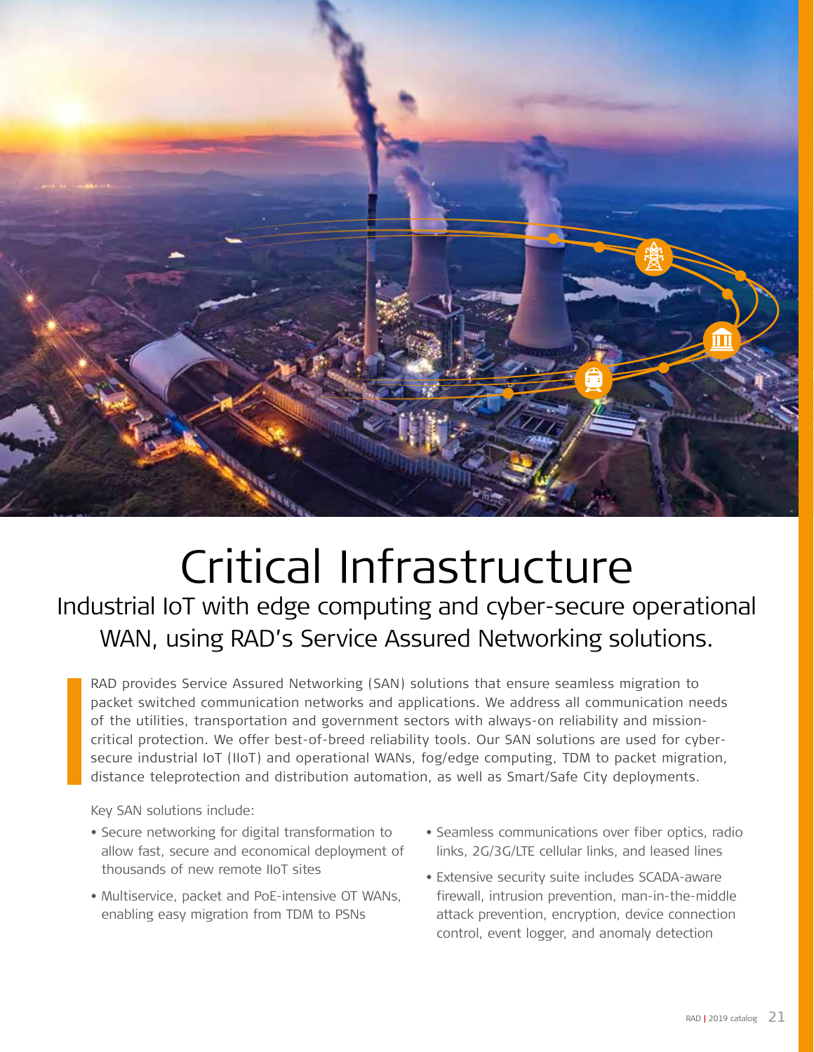# Critical Infrastructure

## Industrial IoT with edge computing and cyber-secure operational WAN, using RAD's Service Assured Networking solutions.

RAD provides Service Assured Networking (SAN) solutions that ensure seamless migration to packet switched communication networks and applications. We address all communication needs of the utilities, transportation and government sectors with always-on reliability and mission-critical protection. We offer best-of-breed reliability tools. Our SAN solutions are used for cyber-secure industrial IoT (IIoT) and operational WANs, fog/edge computing, TDM to packet migration, distance teleprotection and distribution automation, as well as Smart/Safe City deployments.

Key SAN solutions include:

- Secure networking for digital transformation to allow fast, secure and economical deployment of thousands of new remote IIoT sites
- Multiservice, packet and PoE-intensive OT WANs, enabling easy migration from TDM to PSNs
- Seamless communications over fiber optics, radio links, 2G/3G/LTE cellular links, and leased lines
- Extensive security suite includes SCADA-aware firewall, intrusion prevention, man-in-the-middle attack prevention, encryption, device connection control, event logger, and anomaly detection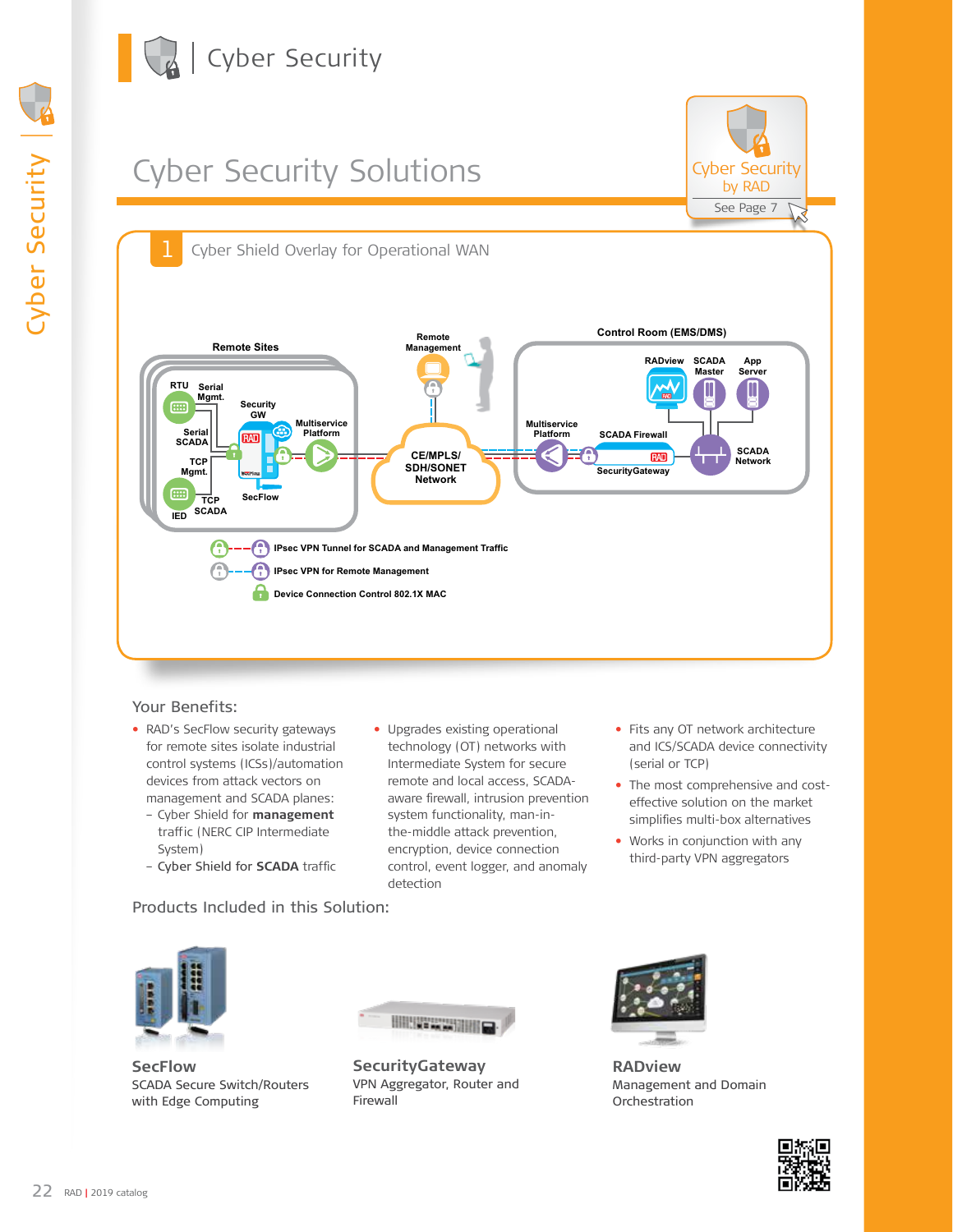# Cyber Security

## Cyber Security Solutions

Cyber Security by RAD
See Page 7

### 1 Cyber Shield Overlay for Operational WAN

Remote Sites

RTU
Serial Mgmt.
Serial SCADA
TCP Mgmt.
TCP SCADA
IED
Security GW
Multiservice Platform
SecFlow

Remote Management

CE/MPLS/ SDH/SONET Network

Control Room (EMS/DMS)

RADview
SCADA Master
App Server
Multiservice Platform
SCADA Firewall
SecurityGateway
SCADA Network

IPsec VPN Tunnel for SCADA and Management Traffic
IPsec VPN for Remote Management
Device Connection Control 802.1X MAC

### Your Benefits:

- RAD's SecFlow security gateways for remote sites isolate industrial control systems (ICSs)/automation devices from attack vectors on management and SCADA planes:
  - Cyber Shield for **management** traffic (NERC CIP Intermediate System)
  - Cyber Shield for **SCADA** traffic
- Upgrades existing operational technology (OT) networks with Intermediate System for secure remote and local access, SCADA-aware firewall, intrusion prevention system functionality, man-in-the-middle attack prevention, encryption, device connection control, event logger, and anomaly detection
- Fits any OT network architecture and ICS/SCADA device connectivity (serial or TCP)
- The most comprehensive and cost-effective solution on the market simplifies multi-box alternatives
- Works in conjunction with any third-party VPN aggregators

### Products Included in this Solution:

**SecFlow**
SCADA Secure Switch/Routers with Edge Computing

**SecurityGateway**
VPN Aggregator, Router and Firewall

**RADview**
Management and Domain Orchestration